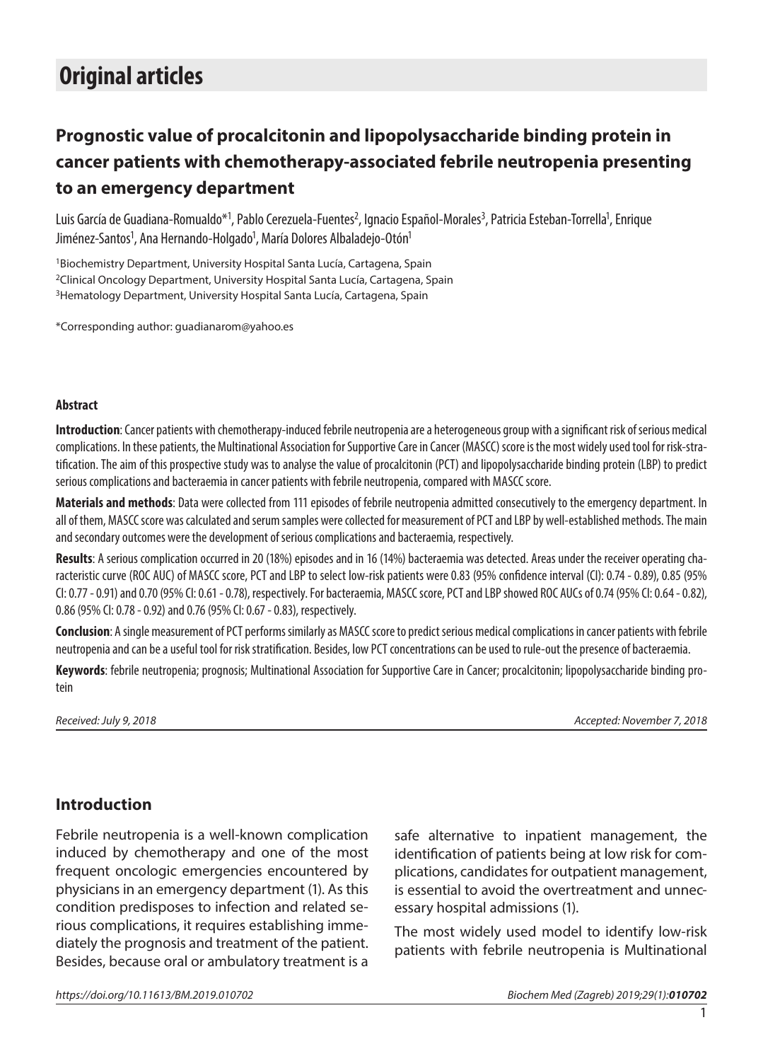# Original articles

## Prognostic value of procalcitonin and lipopolysaccharide binding protein in cancer patients with chemotherapy-associated febrile neutropenia presenting to an emergency department

Luis García de Guadiana-Romualdo*[1], Pablo Cerezuela-Fuentes[2], Ignacio Español-Morales[3], Patricia Esteban-Torrella[1], Enrique Jiménez-Santos[1], Ana Hernando-Holgado[1], María Dolores Albaladejo-Otón[1]

[1]Biochemistry Department, University Hospital Santa Lucía, Cartagena, Spain
[2]Clinical Oncology Department, University Hospital Santa Lucía, Cartagena, Spain
[3]Hematology Department, University Hospital Santa Lucía, Cartagena, Spain

*Corresponding author: guadianarom@yahoo.es

#### Abstract

**Introduction**: Cancer patients with chemotherapy-induced febrile neutropenia are a heterogeneous group with a significant risk of serious medical complications. In these patients, the Multinational Association for Supportive Care in Cancer (MASCC) score is the most widely used tool for risk-stratification. The aim of this prospective study was to analyse the value of procalcitonin (PCT) and lipopolysaccharide binding protein (LBP) to predict serious complications and bacteraemia in cancer patients with febrile neutropenia, compared with MASCC score.

**Materials and methods**: Data were collected from 111 episodes of febrile neutropenia admitted consecutively to the emergency department. In all of them, MASCC score was calculated and serum samples were collected for measurement of PCT and LBP by well-established methods. The main and secondary outcomes were the development of serious complications and bacteraemia, respectively.

**Results**: A serious complication occurred in 20 (18%) episodes and in 16 (14%) bacteraemia was detected. Areas under the receiver operating characteristic curve (ROC AUC) of MASCC score, PCT and LBP to select low-risk patients were 0.83 (95% confidence interval (CI): 0.74 - 0.89), 0.85 (95% CI: 0.77 - 0.91) and 0.70 (95% CI: 0.61 - 0.78), respectively. For bacteraemia, MASCC score, PCT and LBP showed ROC AUCs of 0.74 (95% CI: 0.64 - 0.82), 0.86 (95% CI: 0.78 - 0.92) and 0.76 (95% CI: 0.67 - 0.83), respectively.

**Conclusion**: A single measurement of PCT performs similarly as MASCC score to predict serious medical complications in cancer patients with febrile neutropenia and can be a useful tool for risk stratification. Besides, low PCT concentrations can be used to rule-out the presence of bacteraemia.

**Keywords**: febrile neutropenia; prognosis; Multinational Association for Supportive Care in Cancer; procalcitonin; lipopolysaccharide binding protein

*Received: July 9, 2018* *Accepted: November 7, 2018*

## Introduction

Febrile neutropenia is a well-known complication induced by chemotherapy and one of the most frequent oncologic emergencies encountered by physicians in an emergency department (1). As this condition predisposes to infection and related serious complications, it requires establishing immediately the prognosis and treatment of the patient. Besides, because oral or ambulatory treatment is a safe alternative to inpatient management, the identification of patients being at low risk for complications, candidates for outpatient management, is essential to avoid the overtreatment and unnecessary hospital admissions (1).

The most widely used model to identify low-risk patients with febrile neutropenia is Multinational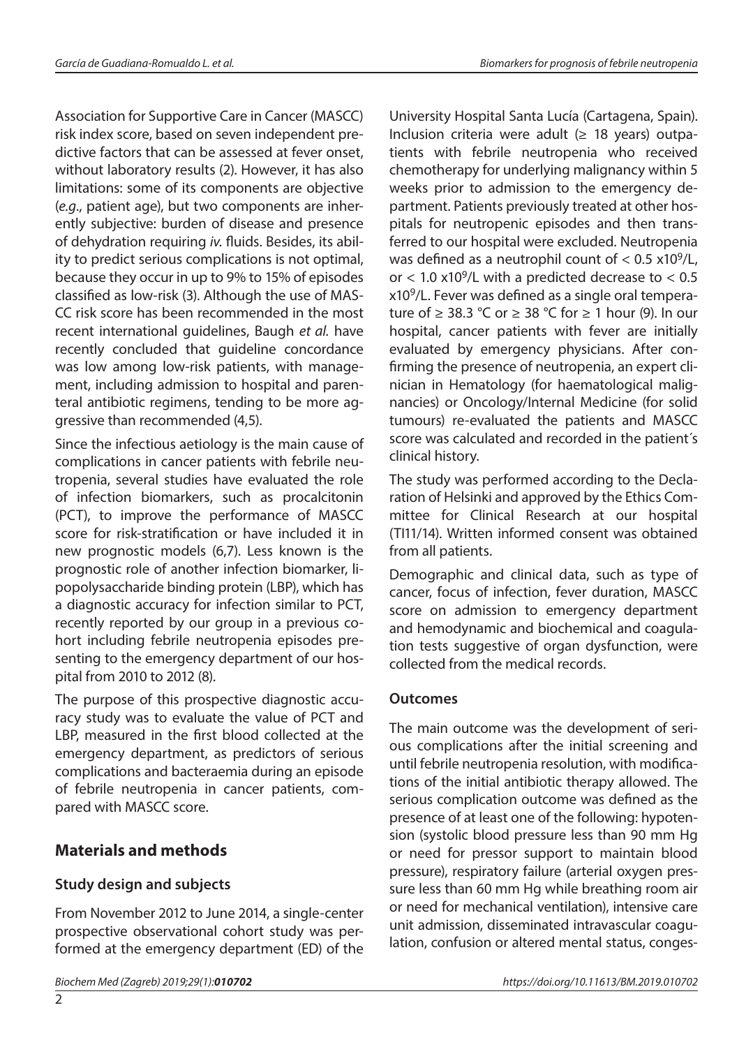Association for Supportive Care in Cancer (MASCC) risk index score, based on seven independent predictive factors that can be assessed at fever onset, without laboratory results (2). However, it has also limitations: some of its components are objective (*e.g.*, patient age), but two components are inherently subjective: burden of disease and presence of dehydration requiring *iv.* fluids. Besides, its ability to predict serious complications is not optimal, because they occur in up to 9% to 15% of episodes classified as low-risk (3). Although the use of MASCC risk score has been recommended in the most recent international guidelines, Baugh *et al.* have recently concluded that guideline concordance was low among low-risk patients, with management, including admission to hospital and parenteral antibiotic regimens, tending to be more aggressive than recommended (4,5).

Since the infectious aetiology is the main cause of complications in cancer patients with febrile neutropenia, several studies have evaluated the role of infection biomarkers, such as procalcitonin (PCT), to improve the performance of MASCC score for risk-stratification or have included it in new prognostic models (6,7). Less known is the prognostic role of another infection biomarker, lipopolysaccharide binding protein (LBP), which has a diagnostic accuracy for infection similar to PCT, recently reported by our group in a previous cohort including febrile neutropenia episodes presenting to the emergency department of our hospital from 2010 to 2012 (8).

The purpose of this prospective diagnostic accuracy study was to evaluate the value of PCT and LBP, measured in the first blood collected at the emergency department, as predictors of serious complications and bacteraemia during an episode of febrile neutropenia in cancer patients, compared with MASCC score.

## Materials and methods

### Study design and subjects

From November 2012 to June 2014, a single-center prospective observational cohort study was performed at the emergency department (ED) of the University Hospital Santa Lucía (Cartagena, Spain). Inclusion criteria were adult (≥ 18 years) outpatients with febrile neutropenia who received chemotherapy for underlying malignancy within 5 weeks prior to admission to the emergency department. Patients previously treated at other hospitals for neutropenic episodes and then transferred to our hospital were excluded. Neutropenia was defined as a neutrophil count of $< 0.5 \times 10^9$/L, or $< 1.0 \times 10^9$/L with a predicted decrease to $< 0.5 \times 10^9$/L. Fever was defined as a single oral temperature of ≥ 38.3 °C or ≥ 38 °C for ≥ 1 hour (9). In our hospital, cancer patients with fever are initially evaluated by emergency physicians. After confirming the presence of neutropenia, an expert clinician in Hematology (for haematological malignancies) or Oncology/Internal Medicine (for solid tumours) re-evaluated the patients and MASCC score was calculated and recorded in the patient´s clinical history.

The study was performed according to the Declaration of Helsinki and approved by the Ethics Committee for Clinical Research at our hospital (TI11/14). Written informed consent was obtained from all patients.

Demographic and clinical data, such as type of cancer, focus of infection, fever duration, MASCC score on admission to emergency department and hemodynamic and biochemical and coagulation tests suggestive of organ dysfunction, were collected from the medical records.

### Outcomes

The main outcome was the development of serious complications after the initial screening and until febrile neutropenia resolution, with modifications of the initial antibiotic therapy allowed. The serious complication outcome was defined as the presence of at least one of the following: hypotension (systolic blood pressure less than 90 mm Hg or need for pressor support to maintain blood pressure), respiratory failure (arterial oxygen pressure less than 60 mm Hg while breathing room air or need for mechanical ventilation), intensive care unit admission, disseminated intravascular coagulation, confusion or altered mental status, conges-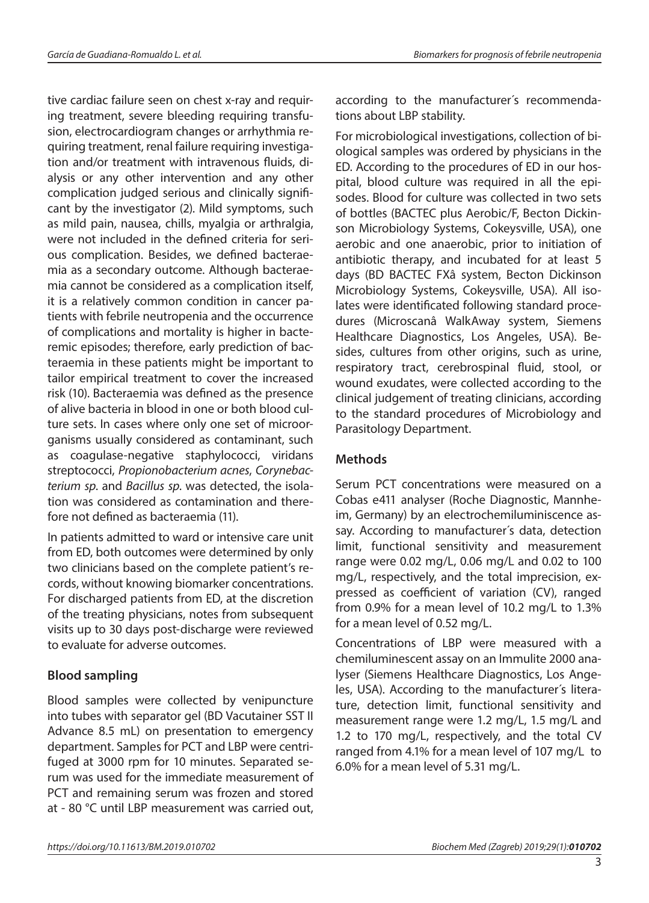tive cardiac failure seen on chest x-ray and requiring treatment, severe bleeding requiring transfusion, electrocardiogram changes or arrhythmia requiring treatment, renal failure requiring investigation and/or treatment with intravenous fluids, dialysis or any other intervention and any other complication judged serious and clinically significant by the investigator (2). Mild symptoms, such as mild pain, nausea, chills, myalgia or arthralgia, were not included in the defined criteria for serious complication. Besides, we defined bacteraemia as a secondary outcome. Although bacteraemia cannot be considered as a complication itself, it is a relatively common condition in cancer patients with febrile neutropenia and the occurrence of complications and mortality is higher in bacteremic episodes; therefore, early prediction of bacteraemia in these patients might be important to tailor empirical treatment to cover the increased risk (10). Bacteraemia was defined as the presence of alive bacteria in blood in one or both blood culture sets. In cases where only one set of microorganisms usually considered as contaminant, such as coagulase-negative staphylococci, viridans streptococci, *Propionobacterium acnes*, *Corynebacterium sp*. and *Bacillus sp*. was detected, the isolation was considered as contamination and therefore not defined as bacteraemia (11).

In patients admitted to ward or intensive care unit from ED, both outcomes were determined by only two clinicians based on the complete patient's records, without knowing biomarker concentrations. For discharged patients from ED, at the discretion of the treating physicians, notes from subsequent visits up to 30 days post-discharge were reviewed to evaluate for adverse outcomes.

## Blood sampling

Blood samples were collected by venipuncture into tubes with separator gel (BD Vacutainer SST II Advance 8.5 mL) on presentation to emergency department. Samples for PCT and LBP were centrifuged at 3000 rpm for 10 minutes. Separated serum was used for the immediate measurement of PCT and remaining serum was frozen and stored at - 80 °C until LBP measurement was carried out, according to the manufacturer´s recommendations about LBP stability.

For microbiological investigations, collection of biological samples was ordered by physicians in the ED. According to the procedures of ED in our hospital, blood culture was required in all the episodes. Blood for culture was collected in two sets of bottles (BACTEC plus Aerobic/F, Becton Dickinson Microbiology Systems, Cokeysville, USA), one aerobic and one anaerobic, prior to initiation of antibiotic therapy, and incubated for at least 5 days (BD BACTEC FXâ system, Becton Dickinson Microbiology Systems, Cokeysville, USA). All isolates were identificated following standard procedures (Microscanâ WalkAway system, Siemens Healthcare Diagnostics, Los Angeles, USA). Besides, cultures from other origins, such as urine, respiratory tract, cerebrospinal fluid, stool, or wound exudates, were collected according to the clinical judgement of treating clinicians, according to the standard procedures of Microbiology and Parasitology Department.

## Methods

Serum PCT concentrations were measured on a Cobas e411 analyser (Roche Diagnostic, Mannheim, Germany) by an electrochemiluminiscence assay. According to manufacturer´s data, detection limit, functional sensitivity and measurement range were 0.02 mg/L, 0.06 mg/L and 0.02 to 100 mg/L, respectively, and the total imprecision, expressed as coefficient of variation (CV), ranged from 0.9% for a mean level of 10.2 mg/L to 1.3% for a mean level of 0.52 mg/L.

Concentrations of LBP were measured with a chemiluminescent assay on an Immulite 2000 analyser (Siemens Healthcare Diagnostics, Los Angeles, USA). According to the manufacturer´s literature, detection limit, functional sensitivity and measurement range were 1.2 mg/L, 1.5 mg/L and 1.2 to 170 mg/L, respectively, and the total CV ranged from 4.1% for a mean level of 107 mg/L to 6.0% for a mean level of 5.31 mg/L.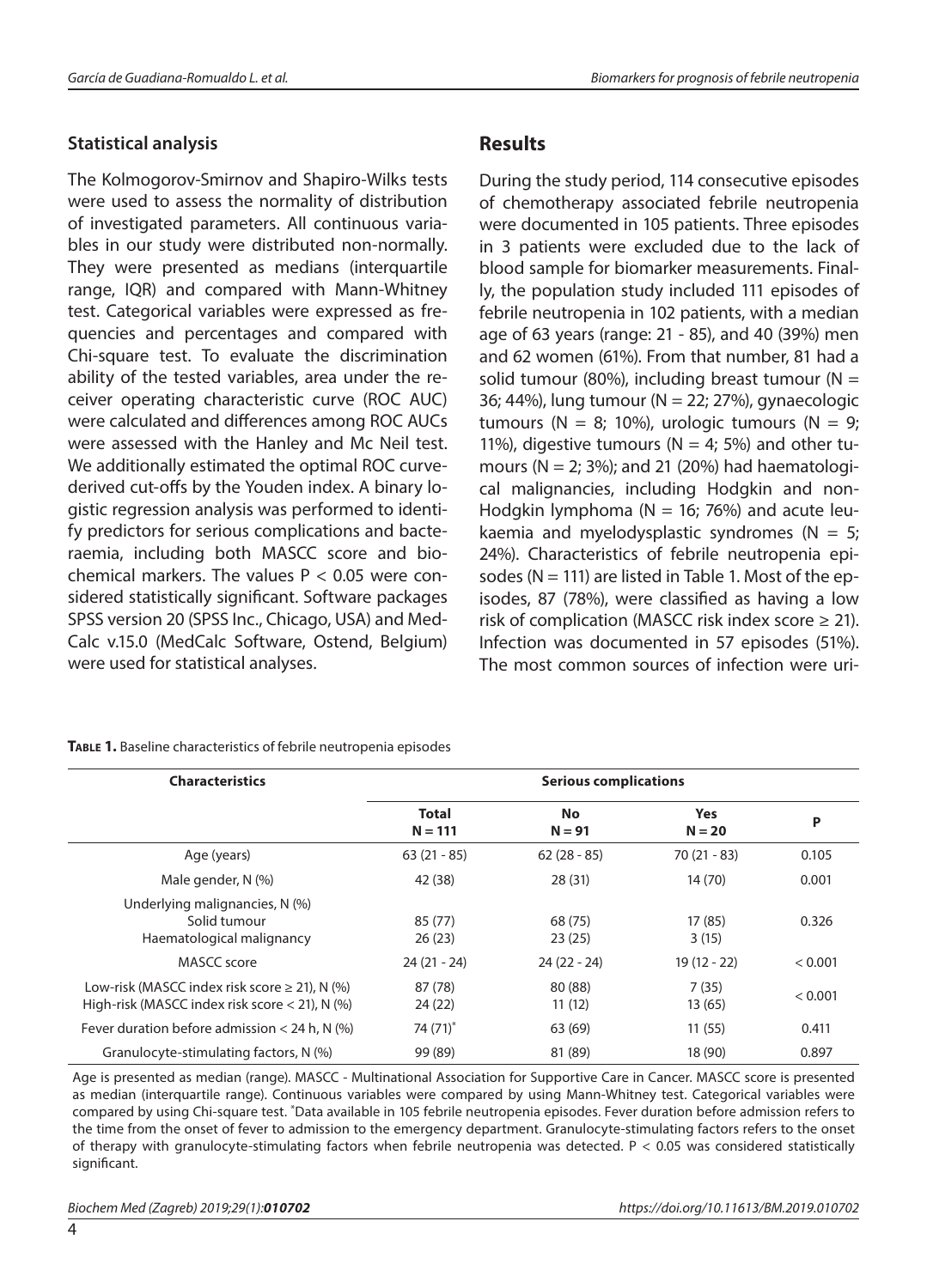### Statistical analysis

The Kolmogorov-Smirnov and Shapiro-Wilks tests were used to assess the normality of distribution of investigated parameters. All continuous variables in our study were distributed non-normally. They were presented as medians (interquartile range, IQR) and compared with Mann-Whitney test. Categorical variables were expressed as frequencies and percentages and compared with Chi-square test. To evaluate the discrimination ability of the tested variables, area under the receiver operating characteristic curve (ROC AUC) were calculated and differences among ROC AUCs were assessed with the Hanley and Mc Neil test. We additionally estimated the optimal ROC curve-derived cut-offs by the Youden index. A binary logistic regression analysis was performed to identify predictors for serious complications and bacteraemia, including both MASCC score and biochemical markers. The values $P < 0.05$ were considered statistically significant. Software packages SPSS version 20 (SPSS Inc., Chicago, USA) and MedCalc v.15.0 (MedCalc Software, Ostend, Belgium) were used for statistical analyses.

## Results

During the study period, 114 consecutive episodes of chemotherapy associated febrile neutropenia were documented in 105 patients. Three episodes in 3 patients were excluded due to the lack of blood sample for biomarker measurements. Finally, the population study included 111 episodes of febrile neutropenia in 102 patients, with a median age of 63 years (range: 21 - 85), and 40 (39%) men and 62 women (61%). From that number, 81 had a solid tumour (80%), including breast tumour (N = 36; 44%), lung tumour (N = 22; 27%), gynaecologic tumours (N = 8; 10%), urologic tumours (N = 9; 11%), digestive tumours (N = 4; 5%) and other tumours (N = 2; 3%); and 21 (20%) had haematological malignancies, including Hodgkin and non-Hodgkin lymphoma (N = 16; 76%) and acute leukaemia and myelodysplastic syndromes (N = 5; 24%). Characteristics of febrile neutropenia episodes (N = 111) are listed in Table 1. Most of the episodes, 87 (78%), were classified as having a low risk of complication (MASCC risk index score ≥ 21). Infection was documented in 57 episodes (51%). The most common sources of infection were uri-

**Table 1.** Baseline characteristics of febrile neutropenia episodes

| Characteristics | Serious complications | | | |
|---|---|---|---|---|
| | Total N = 111 | No N = 91 | Yes N = 20 | P |
| Age (years) | 63 (21 - 85) | 62 (28 - 85) | 70 (21 - 83) | 0.105 |
| Male gender, N (%) | 42 (38) | 28 (31) | 14 (70) | 0.001 |
| Underlying malignancies, N (%)<br>Solid tumour<br>Haematological malignancy | <br>85 (77)<br>26 (23) | <br>68 (75)<br>23 (25) | <br>17 (85)<br>3 (15) | 0.326 |
| MASCC score | 24 (21 - 24) | 24 (22 - 24) | 19 (12 - 22) | < 0.001 |
| Low-risk (MASCC index risk score ≥ 21), N (%)<br>High-risk (MASCC index risk score < 21), N (%) | 87 (78)<br>24 (22) | 80 (88)<br>11 (12) | 7 (35)<br>13 (65) | < 0.001 |
| Fever duration before admission < 24 h, N (%) | 74 (71)* | 63 (69) | 11 (55) | 0.411 |
| Granulocyte-stimulating factors, N (%) | 99 (89) | 81 (89) | 18 (90) | 0.897 |

Age is presented as median (range). MASCC - Multinational Association for Supportive Care in Cancer. MASCC score is presented as median (interquartile range). Continuous variables were compared by using Mann-Whitney test. Categorical variables were compared by using Chi-square test. *Data available in 105 febrile neutropenia episodes. Fever duration before admission refers to the time from the onset of fever to admission to the emergency department. Granulocyte-stimulating factors refers to the onset of therapy with granulocyte-stimulating factors when febrile neutropenia was detected. $P < 0.05$ was considered statistically significant.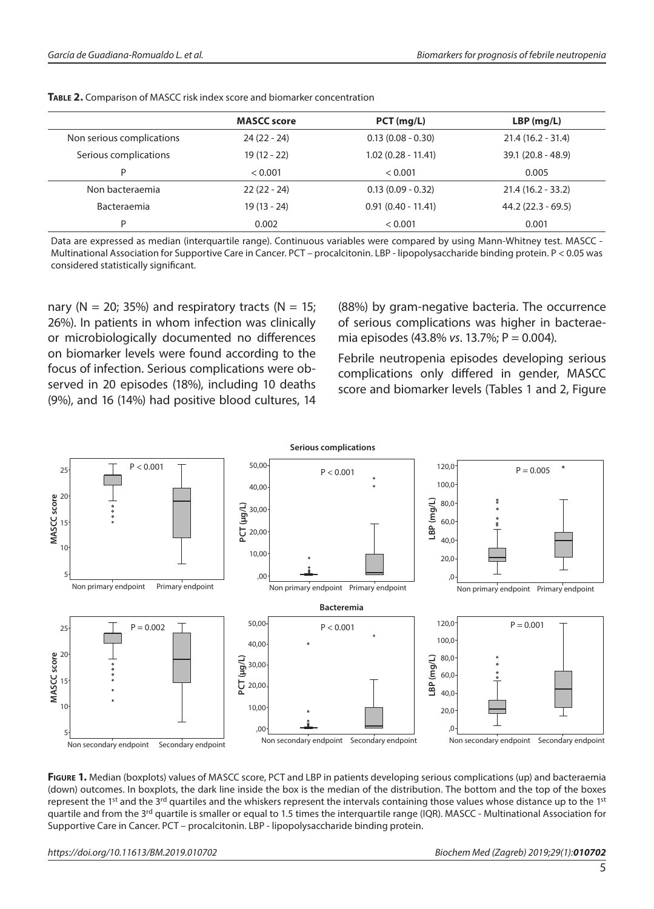**Table 2.** Comparison of MASCC risk index score and biomarker concentration

| | MASCC score | PCT (mg/L) | LBP (mg/L) |
|---|---|---|---|
| Non serious complications | 24 (22 - 24) | 0.13 (0.08 - 0.30) | 21.4 (16.2 - 31.4) |
| Serious complications | 19 (12 - 22) | 1.02 (0.28 - 11.41) | 39.1 (20.8 - 48.9) |
| P | < 0.001 | < 0.001 | 0.005 |
| Non bacteraemia | 22 (22 - 24) | 0.13 (0.09 - 0.32) | 21.4 (16.2 - 33.2) |
| Bacteraemia | 19 (13 - 24) | 0.91 (0.40 - 11.41) | 44.2 (22.3 - 69.5) |
| P | 0.002 | < 0.001 | 0.001 |

Data are expressed as median (interquartile range). Continuous variables were compared by using Mann-Whitney test. MASCC - Multinational Association for Supportive Care in Cancer. PCT – procalcitonin. LBP - lipopolysaccharide binding protein. P < 0.05 was considered statistically significant.

nary (N = 20; 35%) and respiratory tracts (N = 15; 26%). In patients in whom infection was clinically or microbiologically documented no differences on biomarker levels were found according to the focus of infection. Serious complications were observed in 20 episodes (18%), including 10 deaths (9%), and 16 (14%) had positive blood cultures, 14 (88%) by gram-negative bacteria. The occurrence of serious complications was higher in bacteraemia episodes (43.8% *vs*. 13.7%; P = 0.004).

Febrile neutropenia episodes developing serious complications only differed in gender, MASCC score and biomarker levels (Tables 1 and 2, Figure

Serious complications

MASCC score
P < 0.001
Non primary endpoint
Primary endpoint

PCT (µg/L)
P < 0.001
Non primary endpoint
Primary endpoint

LBP (mg/L)
P = 0.005
Non primary endpoint
Primary endpoint

Bacteremia

MASCC score
P = 0.002
Non secondary endpoint
Secondary endpoint

PCT (µg/L)
P < 0.001
Non secondary endpoint
Secondary endpoint

LBP (mg/L)
P = 0.001
Non secondary endpoint
Secondary endpoint

**Figure 1.** Median (boxplots) values of MASCC score, PCT and LBP in patients developing serious complications (up) and bacteraemia (down) outcomes. In boxplots, the dark line inside the box is the median of the distribution. The bottom and the top of the boxes represent the 1st and the 3rd quartiles and the whiskers represent the intervals containing those values whose distance up to the 1st quartile and from the 3rd quartile is smaller or equal to 1.5 times the interquartile range (IQR). MASCC - Multinational Association for Supportive Care in Cancer. PCT – procalcitonin. LBP - lipopolysaccharide binding protein.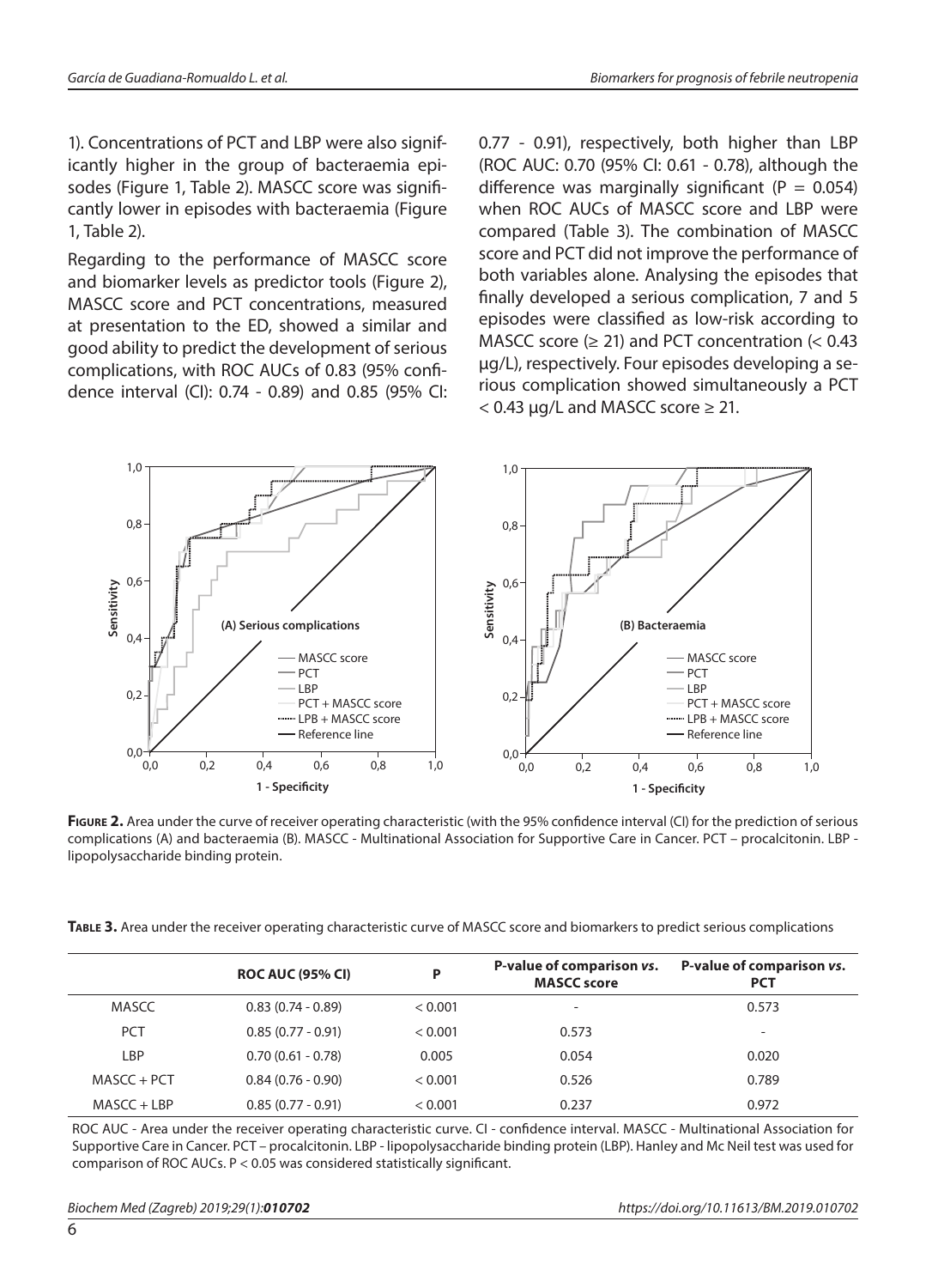1). Concentrations of PCT and LBP were also significantly higher in the group of bacteraemia episodes (Figure 1, Table 2). MASCC score was significantly lower in episodes with bacteraemia (Figure 1, Table 2).

Regarding to the performance of MASCC score and biomarker levels as predictor tools (Figure 2), MASCC score and PCT concentrations, measured at presentation to the ED, showed a similar and good ability to predict the development of serious complications, with ROC AUCs of 0.83 (95% confidence interval (CI): 0.74 - 0.89) and 0.85 (95% CI: 0.77 - 0.91), respectively, both higher than LBP (ROC AUC: 0.70 (95% CI: 0.61 - 0.78), although the difference was marginally significant ($P = 0.054$) when ROC AUCs of MASCC score and LBP were compared (Table 3). The combination of MASCC score and PCT did not improve the performance of both variables alone. Analysing the episodes that finally developed a serious complication, 7 and 5 episodes were classified as low-risk according to MASCC score (≥ 21) and PCT concentration (< 0.43 µg/L), respectively. Four episodes developing a serious complication showed simultaneously a PCT < 0.43 µg/L and MASCC score ≥ 21.

**Figure 2.** Area under the curve of receiver operating characteristic (with the 95% confidence interval (CI) for the prediction of serious complications (A) and bacteraemia (B). MASCC - Multinational Association for Supportive Care in Cancer. PCT – procalcitonin. LBP - lipopolysaccharide binding protein.

**Table 3.** Area under the receiver operating characteristic curve of MASCC score and biomarkers to predict serious complications

| | ROC AUC (95% CI) | P | P-value of comparison *vs.* MASCC score | P-value of comparison *vs.* PCT |
|---|---|---|---|---|
| MASCC | 0.83 (0.74 - 0.89) | < 0.001 | - | 0.573 |
| PCT | 0.85 (0.77 - 0.91) | < 0.001 | 0.573 | - |
| LBP | 0.70 (0.61 - 0.78) | 0.005 | 0.054 | 0.020 |
| MASCC + PCT | 0.84 (0.76 - 0.90) | < 0.001 | 0.526 | 0.789 |
| MASCC + LBP | 0.85 (0.77 - 0.91) | < 0.001 | 0.237 | 0.972 |

ROC AUC - Area under the receiver operating characteristic curve. CI - confidence interval. MASCC - Multinational Association for Supportive Care in Cancer. PCT – procalcitonin. LBP - lipopolysaccharide binding protein (LBP). Hanley and Mc Neil test was used for comparison of ROC AUCs. $P < 0.05$ was considered statistically significant.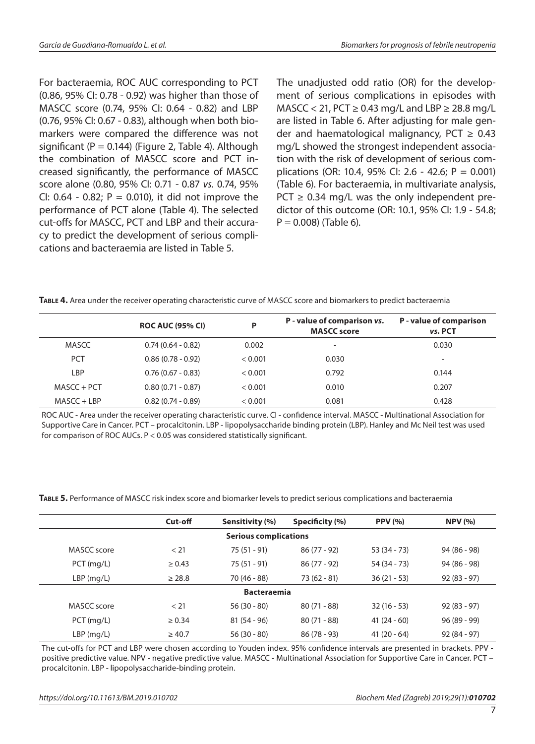For bacteraemia, ROC AUC corresponding to PCT (0.86, 95% CI: 0.78 - 0.92) was higher than those of MASCC score (0.74, 95% CI: 0.64 - 0.82) and LBP (0.76, 95% CI: 0.67 - 0.83), although when both biomarkers were compared the difference was not significant ($P = 0.144$) (Figure 2, Table 4). Although the combination of MASCC score and PCT increased significantly, the performance of MASCC score alone (0.80, 95% CI: 0.71 - 0.87 *vs.* 0.74, 95% CI: 0.64 - 0.82; $P = 0.010$), it did not improve the performance of PCT alone (Table 4). The selected cut-offs for MASCC, PCT and LBP and their accuracy to predict the development of serious complications and bacteraemia are listed in Table 5.

The unadjusted odd ratio (OR) for the development of serious complications in episodes with MASCC < 21, PCT ≥ 0.43 mg/L and LBP ≥ 28.8 mg/L are listed in Table 6. After adjusting for male gender and haematological malignancy, PCT ≥ 0.43 mg/L showed the strongest independent association with the risk of development of serious complications (OR: 10.4, 95% CI: 2.6 - 42.6; $P = 0.001$) (Table 6). For bacteraemia, in multivariate analysis, PCT ≥ 0.34 mg/L was the only independent predictor of this outcome (OR: 10.1, 95% CI: 1.9 - 54.8; $P = 0.008$) (Table 6).

**Table 4.** Area under the receiver operating characteristic curve of MASCC score and biomarkers to predict bacteraemia

| | ROC AUC (95% CI) | P | P - value of comparison *vs.* MASCC score | P - value of comparison *vs.* PCT |
|---|---|---|---|---|
| MASCC | 0.74 (0.64 - 0.82) | 0.002 | - | 0.030 |
| PCT | 0.86 (0.78 - 0.92) | < 0.001 | 0.030 | - |
| LBP | 0.76 (0.67 - 0.83) | < 0.001 | 0.792 | 0.144 |
| MASCC + PCT | 0.80 (0.71 - 0.87) | < 0.001 | 0.010 | 0.207 |
| MASCC + LBP | 0.82 (0.74 - 0.89) | < 0.001 | 0.081 | 0.428 |

ROC AUC - Area under the receiver operating characteristic curve. CI - confidence interval. MASCC - Multinational Association for Supportive Care in Cancer. PCT – procalcitonin. LBP - lipopolysaccharide binding protein (LBP). Hanley and Mc Neil test was used for comparison of ROC AUCs. P < 0.05 was considered statistically significant.

**Table 5.** Performance of MASCC risk index score and biomarker levels to predict serious complications and bacteraemia

| | Cut-off | Sensitivity (%) | Specificity (%) | PPV (%) | NPV (%) |
|---|---|---|---|---|---|
| **Serious complications** | | | | | |
| MASCC score | < 21 | 75 (51 - 91) | 86 (77 - 92) | 53 (34 - 73) | 94 (86 - 98) |
| PCT (mg/L) | ≥ 0.43 | 75 (51 - 91) | 86 (77 - 92) | 54 (34 - 73) | 94 (86 - 98) |
| LBP (mg/L) | ≥ 28.8 | 70 (46 - 88) | 73 (62 - 81) | 36 (21 - 53) | 92 (83 - 97) |
| **Bacteraemia** | | | | | |
| MASCC score | < 21 | 56 (30 - 80) | 80 (71 - 88) | 32 (16 - 53) | 92 (83 - 97) |
| PCT (mg/L) | ≥ 0.34 | 81 (54 - 96) | 80 (71 - 88) | 41 (24 - 60) | 96 (89 - 99) |
| LBP (mg/L) | ≥ 40.7 | 56 (30 - 80) | 86 (78 - 93) | 41 (20 - 64) | 92 (84 - 97) |

The cut-offs for PCT and LBP were chosen according to Youden index. 95% confidence intervals are presented in brackets. PPV - positive predictive value. NPV - negative predictive value. MASCC - Multinational Association for Supportive Care in Cancer. PCT – procalcitonin. LBP - lipopolysaccharide-binding protein.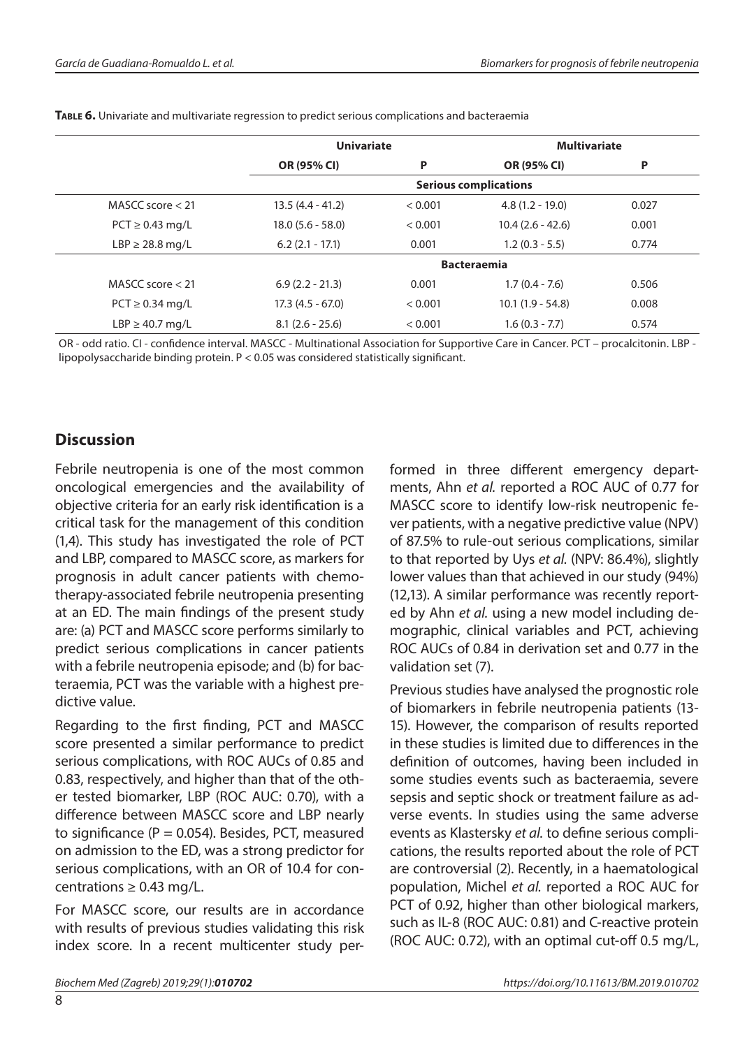**Table 6.** Univariate and multivariate regression to predict serious complications and bacteraemia

| | Univariate | | Multivariate | |
|---|---|---|---|---|
| | OR (95% CI) | P | OR (95% CI) | P |
| | **Serious complications** | | | |
| MASCC score < 21 | 13.5 (4.4 - 41.2) | < 0.001 | 4.8 (1.2 - 19.0) | 0.027 |
| PCT ≥ 0.43 mg/L | 18.0 (5.6 - 58.0) | < 0.001 | 10.4 (2.6 - 42.6) | 0.001 |
| LBP ≥ 28.8 mg/L | 6.2 (2.1 - 17.1) | 0.001 | 1.2 (0.3 - 5.5) | 0.774 |
| | **Bacteraemia** | | | |
| MASCC score < 21 | 6.9 (2.2 - 21.3) | 0.001 | 1.7 (0.4 - 7.6) | 0.506 |
| PCT ≥ 0.34 mg/L | 17.3 (4.5 - 67.0) | < 0.001 | 10.1 (1.9 - 54.8) | 0.008 |
| LBP ≥ 40.7 mg/L | 8.1 (2.6 - 25.6) | < 0.001 | 1.6 (0.3 - 7.7) | 0.574 |

OR - odd ratio. CI - confidence interval. MASCC - Multinational Association for Supportive Care in Cancer. PCT – procalcitonin. LBP - lipopolysaccharide binding protein. P < 0.05 was considered statistically significant.

## Discussion

Febrile neutropenia is one of the most common oncological emergencies and the availability of objective criteria for an early risk identification is a critical task for the management of this condition (1,4). This study has investigated the role of PCT and LBP, compared to MASCC score, as markers for prognosis in adult cancer patients with chemotherapy-associated febrile neutropenia presenting at an ED. The main findings of the present study are: (a) PCT and MASCC score performs similarly to predict serious complications in cancer patients with a febrile neutropenia episode; and (b) for bacteraemia, PCT was the variable with a highest predictive value.

Regarding to the first finding, PCT and MASCC score presented a similar performance to predict serious complications, with ROC AUCs of 0.85 and 0.83, respectively, and higher than that of the other tested biomarker, LBP (ROC AUC: 0.70), with a difference between MASCC score and LBP nearly to significance (P = 0.054). Besides, PCT, measured on admission to the ED, was a strong predictor for serious complications, with an OR of 10.4 for concentrations ≥ 0.43 mg/L.

For MASCC score, our results are in accordance with results of previous studies validating this risk index score. In a recent multicenter study performed in three different emergency departments, Ahn *et al.* reported a ROC AUC of 0.77 for MASCC score to identify low-risk neutropenic fever patients, with a negative predictive value (NPV) of 87.5% to rule-out serious complications, similar to that reported by Uys *et al.* (NPV: 86.4%), slightly lower values than that achieved in our study (94%) (12,13). A similar performance was recently reported by Ahn *et al.* using a new model including demographic, clinical variables and PCT, achieving ROC AUCs of 0.84 in derivation set and 0.77 in the validation set (7).

Previous studies have analysed the prognostic role of biomarkers in febrile neutropenia patients (13-15). However, the comparison of results reported in these studies is limited due to differences in the definition of outcomes, having been included in some studies events such as bacteraemia, severe sepsis and septic shock or treatment failure as adverse events. In studies using the same adverse events as Klastersky *et al.* to define serious complications, the results reported about the role of PCT are controversial (2). Recently, in a haematological population, Michel *et al.* reported a ROC AUC for PCT of 0.92, higher than other biological markers, such as IL-8 (ROC AUC: 0.81) and C-reactive protein (ROC AUC: 0.72), with an optimal cut-off 0.5 mg/L,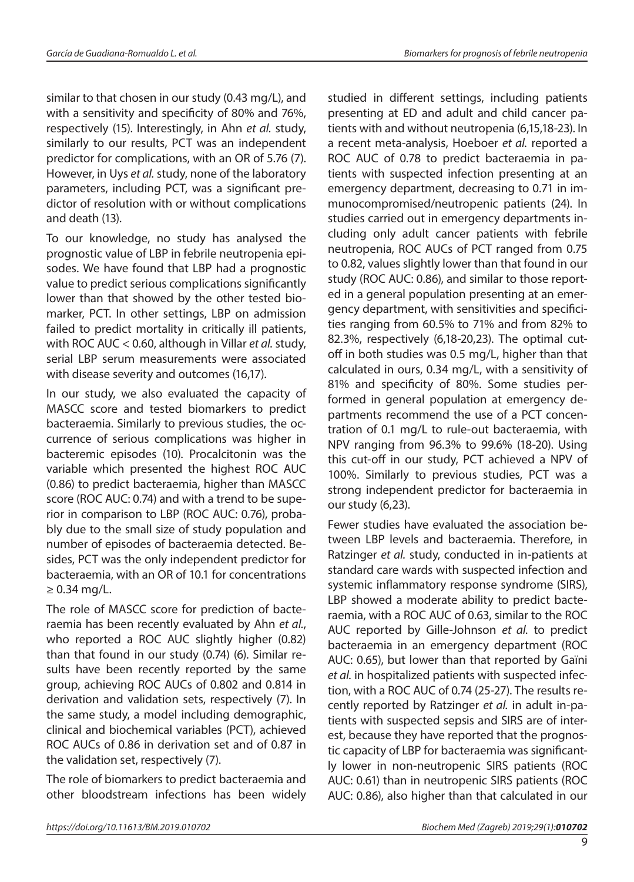similar to that chosen in our study (0.43 mg/L), and with a sensitivity and specificity of 80% and 76%, respectively (15). Interestingly, in Ahn *et al.* study, similarly to our results, PCT was an independent predictor for complications, with an OR of 5.76 (7). However, in Uys *et al.* study, none of the laboratory parameters, including PCT, was a significant predictor of resolution with or without complications and death (13).

To our knowledge, no study has analysed the prognostic value of LBP in febrile neutropenia episodes. We have found that LBP had a prognostic value to predict serious complications significantly lower than that showed by the other tested biomarker, PCT. In other settings, LBP on admission failed to predict mortality in critically ill patients, with ROC AUC < 0.60, although in Villar *et al.* study, serial LBP serum measurements were associated with disease severity and outcomes (16,17).

In our study, we also evaluated the capacity of MASCC score and tested biomarkers to predict bacteraemia. Similarly to previous studies, the occurrence of serious complications was higher in bacteremic episodes (10). Procalcitonin was the variable which presented the highest ROC AUC (0.86) to predict bacteraemia, higher than MASCC score (ROC AUC: 0.74) and with a trend to be superior in comparison to LBP (ROC AUC: 0.76), probably due to the small size of study population and number of episodes of bacteraemia detected. Besides, PCT was the only independent predictor for bacteraemia, with an OR of 10.1 for concentrations ≥ 0.34 mg/L.

The role of MASCC score for prediction of bacteraemia has been recently evaluated by Ahn *et al.*, who reported a ROC AUC slightly higher (0.82) than that found in our study (0.74) (6). Similar results have been recently reported by the same group, achieving ROC AUCs of 0.802 and 0.814 in derivation and validation sets, respectively (7). In the same study, a model including demographic, clinical and biochemical variables (PCT), achieved ROC AUCs of 0.86 in derivation set and of 0.87 in the validation set, respectively (7).

The role of biomarkers to predict bacteraemia and other bloodstream infections has been widely studied in different settings, including patients presenting at ED and adult and child cancer patients with and without neutropenia (6,15,18-23). In a recent meta-analysis, Hoeboer *et al.* reported a ROC AUC of 0.78 to predict bacteraemia in patients with suspected infection presenting at an emergency department, decreasing to 0.71 in immunocompromised/neutropenic patients (24). In studies carried out in emergency departments including only adult cancer patients with febrile neutropenia, ROC AUCs of PCT ranged from 0.75 to 0.82, values slightly lower than that found in our study (ROC AUC: 0.86), and similar to those reported in a general population presenting at an emergency department, with sensitivities and specificities ranging from 60.5% to 71% and from 82% to 82.3%, respectively (6,18-20,23). The optimal cut-off in both studies was 0.5 mg/L, higher than that calculated in ours, 0.34 mg/L, with a sensitivity of 81% and specificity of 80%. Some studies performed in general population at emergency departments recommend the use of a PCT concentration of 0.1 mg/L to rule-out bacteraemia, with NPV ranging from 96.3% to 99.6% (18-20). Using this cut-off in our study, PCT achieved a NPV of 100%. Similarly to previous studies, PCT was a strong independent predictor for bacteraemia in our study (6,23).

Fewer studies have evaluated the association between LBP levels and bacteraemia. Therefore, in Ratzinger *et al.* study, conducted in in-patients at standard care wards with suspected infection and systemic inflammatory response syndrome (SIRS), LBP showed a moderate ability to predict bacteraemia, with a ROC AUC of 0.63, similar to the ROC AUC reported by Gille-Johnson *et al.* to predict bacteraemia in an emergency department (ROC AUC: 0.65), but lower than that reported by Gaïni *et al.* in hospitalized patients with suspected infection, with a ROC AUC of 0.74 (25-27). The results recently reported by Ratzinger *et al.* in adult in-patients with suspected sepsis and SIRS are of interest, because they have reported that the prognostic capacity of LBP for bacteraemia was significantly lower in non-neutropenic SIRS patients (ROC AUC: 0.61) than in neutropenic SIRS patients (ROC AUC: 0.86), also higher than that calculated in our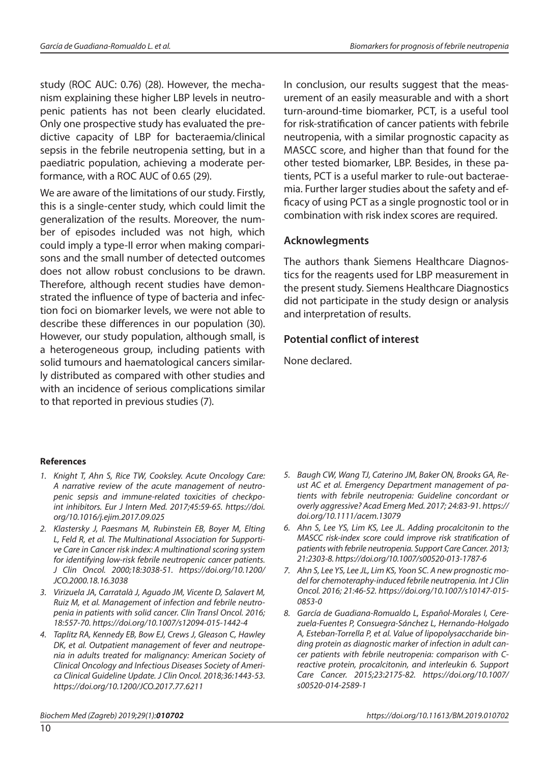study (ROC AUC: 0.76) (28). However, the mechanism explaining these higher LBP levels in neutropenic patients has not been clearly elucidated. Only one prospective study has evaluated the predictive capacity of LBP for bacteraemia/clinical sepsis in the febrile neutropenia setting, but in a paediatric population, achieving a moderate performance, with a ROC AUC of 0.65 (29).

We are aware of the limitations of our study. Firstly, this is a single-center study, which could limit the generalization of the results. Moreover, the number of episodes included was not high, which could imply a type-II error when making comparisons and the small number of detected outcomes does not allow robust conclusions to be drawn. Therefore, although recent studies have demonstrated the influence of type of bacteria and infection foci on biomarker levels, we were not able to describe these differences in our population (30). However, our study population, although small, is a heterogeneous group, including patients with solid tumours and haematological cancers similarly distributed as compared with other studies and with an incidence of serious complications similar to that reported in previous studies (7).

In conclusion, our results suggest that the measurement of an easily measurable and with a short turn-around-time biomarker, PCT, is a useful tool for risk-stratification of cancer patients with febrile neutropenia, with a similar prognostic capacity as MASCC score, and higher than that found for the other tested biomarker, LBP. Besides, in these patients, PCT is a useful marker to rule-out bacteraemia. Further larger studies about the safety and efficacy of using PCT as a single prognostic tool or in combination with risk index scores are required.

## Acknowlegments

The authors thank Siemens Healthcare Diagnostics for the reagents used for LBP measurement in the present study. Siemens Healthcare Diagnostics did not participate in the study design or analysis and interpretation of results.

## Potential conflict of interest

None declared.

### References

1. *Knight T, Ahn S, Rice TW, Cooksley. Acute Oncology Care: A narrative review of the acute management of neutropenic sepsis and immune-related toxicities of checkpoint inhibitors. Eur J Intern Med. 2017;45:59-65. https://doi.org/10.1016/j.ejim.2017.09.025*
2. *Klastersky J, Paesmans M, Rubinstein EB, Boyer M, Elting L, Feld R, et al. The Multinational Association for Supportive Care in Cancer risk index: A multinational scoring system for identifying low-risk febrile neutropenic cancer patients. J Clin Oncol. 2000;18:3038-51. https://doi.org/10.1200/JCO.2000.18.16.3038*
3. *Virizuela JA, Carratalà J, Aguado JM, Vicente D, Salavert M, Ruiz M, et al. Management of infection and febrile neutropenia in patients with solid cancer. Clin Transl Oncol. 2016; 18:557-70. https://doi.org/10.1007/s12094-015-1442-4*
4. *Taplitz RA, Kennedy EB, Bow EJ, Crews J, Gleason C, Hawley DK, et al. Outpatient management of fever and neutropenia in adults treated for malignancy: American Society of Clinical Oncology and Infectious Diseases Society of America Clinical Guideline Update. J Clin Oncol. 2018;36:1443-53. https://doi.org/10.1200/JCO.2017.77.6211*
5. *Baugh CW, Wang TJ, Caterino JM, Baker ON, Brooks GA, Reust AC et al. Emergency Department management of patients with febrile neutropenia: Guideline concordant or overly aggressive? Acad Emerg Med. 2017; 24:83-91. https://doi.org/10.1111/acem.13079*
6. *Ahn S, Lee YS, Lim KS, Lee JL. Adding procalcitonin to the MASCC risk-index score could improve risk stratification of patients with febrile neutropenia. Support Care Cancer. 2013; 21:2303-8. https://doi.org/10.1007/s00520-013-1787-6*
7. *Ahn S, Lee YS, Lee JL, Lim KS, Yoon SC. A new prognostic model for chemoteraphy-induced febrile neutropenia. Int J Clin Oncol. 2016; 21:46-52. https://doi.org/10.1007/s10147-015-0853-0*
8. *García de Guadiana-Romualdo L, Español-Morales I, Cerezuela-Fuentes P, Consuegra-Sánchez L, Hernando-Holgado A, Esteban-Torrella P, et al. Value of lipopolysaccharide binding protein as diagnostic marker of infection in adult cancer patients with febrile neutropenia: comparison with C-reactive protein, procalcitonin, and interleukin 6. Support Care Cancer. 2015;23:2175-82. https://doi.org/10.1007/s00520-014-2589-1*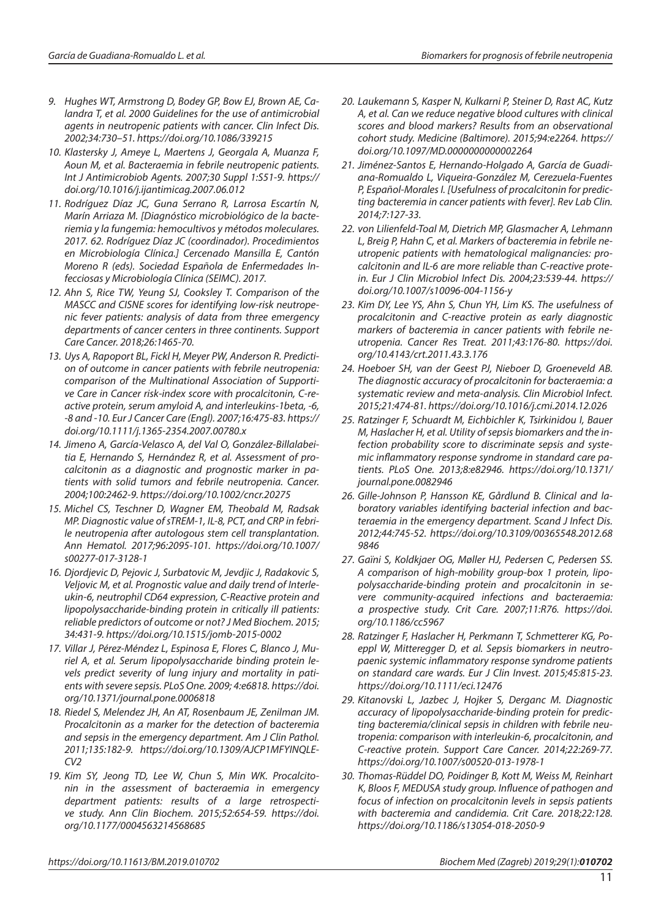9. Hughes WT, Armstrong D, Bodey GP, Bow EJ, Brown AE, Calandra T, et al. 2000 Guidelines for the use of antimicrobial agents in neutropenic patients with cancer. Clin Infect Dis. 2002;34:730–51. https://doi.org/10.1086/339215

10. Klastersky J, Ameye L, Maertens J, Georgala A, Muanza F, Aoun M, et al. Bacteraemia in febrile neutropenic patients. Int J Antimicrobiob Agents. 2007;30 Suppl 1:S51-9. https://doi.org/10.1016/j.ijantimicag.2007.06.012

11. Rodríguez Díaz JC, Guna Serrano R, Larrosa Escartín N, Marín Arriaza M. [Diagnóstico microbiológico de la bacteriemia y la fungemia: hemocultivos y métodos moleculares. 2017. 62. Rodríguez Díaz JC (coordinador). Procedimientos en Microbiología Clínica.] Cercenado Mansilla E, Cantón Moreno R (eds). Sociedad Española de Enfermedades Infecciosas y Microbiología Clínica (SEIMC). 2017.

12. Ahn S, Rice TW, Yeung SJ, Cooksley T. Comparison of the MASCC and CISNE scores for identifying low-risk neutropenic fever patients: analysis of data from three emergency departments of cancer centers in three continents. Support Care Cancer. 2018;26:1465-70.

13. Uys A, Rapoport BL, Fickl H, Meyer PW, Anderson R. Prediction of outcome in cancer patients with febrile neutropenia: comparison of the Multinational Association of Supportive Care in Cancer risk-index score with procalcitonin, C-reactive protein, serum amyloid A, and interleukins-1beta, -6, -8 and -10. Eur J Cancer Care (Engl). 2007;16:475-83. https://doi.org/10.1111/j.1365-2354.2007.00780.x

14. Jimeno A, García-Velasco A, del Val O, González-Billalabeitia E, Hernando S, Hernández R, et al. Assessment of procalcitonin as a diagnostic and prognostic marker in patients with solid tumors and febrile neutropenia. Cancer. 2004;100:2462-9. https://doi.org/10.1002/cncr.20275

15. Michel CS, Teschner D, Wagner EM, Theobald M, Radsak MP. Diagnostic value of sTREM-1, IL-8, PCT, and CRP in febrile neutropenia after autologous stem cell transplantation. Ann Hematol. 2017;96:2095-101. https://doi.org/10.1007/s00277-017-3128-1

16. Djordjevic D, Pejovic J, Surbatovic M, Jevdjic J, Radakovic S, Veljovic M, et al. Prognostic value and daily trend of Interleukin-6, neutrophil CD64 expression, C-Reactive protein and lipopolysaccharide-binding protein in critically ill patients: reliable predictors of outcome or not? J Med Biochem. 2015; 34:431-9. https://doi.org/10.1515/jomb-2015-0002

17. Villar J, Pérez-Méndez L, Espinosa E, Flores C, Blanco J, Muriel A, et al. Serum lipopolysaccharide binding protein levels predict severity of lung injury and mortality in patients with severe sepsis. PLoS One. 2009; 4:e6818. https://doi.org/10.1371/journal.pone.0006818

18. Riedel S, Melendez JH, An AT, Rosenbaum JE, Zenilman JM. Procalcitonin as a marker for the detection of bacteremia and sepsis in the emergency department. Am J Clin Pathol. 2011;135:182-9. https://doi.org/10.1309/AJCP1MFYINQLECV2

19. Kim SY, Jeong TD, Lee W, Chun S, Min WK. Procalcitonin in the assessment of bacteraemia in emergency department patients: results of a large retrospective study. Ann Clin Biochem. 2015;52:654-59. https://doi.org/10.1177/0004563214568685

20. Laukemann S, Kasper N, Kulkarni P, Steiner D, Rast AC, Kutz A, et al. Can we reduce negative blood cultures with clinical scores and blood markers? Results from an observational cohort study. Medicine (Baltimore). 2015;94:e2264. https://doi.org/10.1097/MD.0000000000002264

21. Jiménez-Santos E, Hernando-Holgado A, García de Guadiana-Romualdo L, Viqueira-González M, Cerezuela-Fuentes P, Español-Morales I. [Usefulness of procalcitonin for predicting bacteremia in cancer patients with fever]. Rev Lab Clin. 2014;7:127-33.

22. von Lilienfeld-Toal M, Dietrich MP, Glasmacher A, Lehmann L, Breig P, Hahn C, et al. Markers of bacteremia in febrile neutropenic patients with hematological malignancies: procalcitonin and IL-6 are more reliable than C-reactive protein. Eur J Clin Microbiol Infect Dis. 2004;23:539-44. https://doi.org/10.1007/s10096-004-1156-y

23. Kim DY, Lee YS, Ahn S, Chun YH, Lim KS. The usefulness of procalcitonin and C-reactive protein as early diagnostic markers of bacteremia in cancer patients with febrile neutropenia. Cancer Res Treat. 2011;43:176-80. https://doi.org/10.4143/crt.2011.43.3.176

24. Hoeboer SH, van der Geest PJ, Nieboer D, Groeneveld AB. The diagnostic accuracy of procalcitonin for bacteraemia: a systematic review and meta-analysis. Clin Microbiol Infect. 2015;21:474-81. https://doi.org/10.1016/j.cmi.2014.12.026

25. Ratzinger F, Schuardt M, Eichbichler K, Tsirkinidou I, Bauer M, Haslacher H, et al. Utility of sepsis biomarkers and the infection probability score to discriminate sepsis and systemic inflammatory response syndrome in standard care patients. PLoS One. 2013;8:e82946. https://doi.org/10.1371/journal.pone.0082946

26. Gille-Johnson P, Hansson KE, Gårdlund B. Clinical and laboratory variables identifying bacterial infection and bacteraemia in the emergency department. Scand J Infect Dis. 2012;44:745-52. https://doi.org/10.3109/00365548.2012.689846

27. Gaïni S, Koldkjaer OG, Møller HJ, Pedersen C, Pedersen SS. A comparison of high-mobility group-box 1 protein, lipopolysaccharide-binding protein and procalcitonin in severe community-acquired infections and bacteraemia: a prospective study. Crit Care. 2007;11:R76. https://doi.org/10.1186/cc5967

28. Ratzinger F, Haslacher H, Perkmann T, Schmetterer KG, Poeppl W, Mitteregger D, et al. Sepsis biomarkers in neutropaenic systemic inflammatory response syndrome patients on standard care wards. Eur J Clin Invest. 2015;45:815-23. https://doi.org/10.1111/eci.12476

29. Kitanovski L, Jazbec J, Hojker S, Derganc M. Diagnostic accuracy of lipopolysaccharide-binding protein for predicting bacteremia/clinical sepsis in children with febrile neutropenia: comparison with interleukin-6, procalcitonin, and C-reactive protein. Support Care Cancer. 2014;22:269-77. https://doi.org/10.1007/s00520-013-1978-1

30. Thomas-Rüddel DO, Poidinger B, Kott M, Weiss M, Reinhart K, Bloos F, MEDUSA study group. Influence of pathogen and focus of infection on procalcitonin levels in sepsis patients with bacteremia and candidemia. Crit Care. 2018;22:128. https://doi.org/10.1186/s13054-018-2050-9